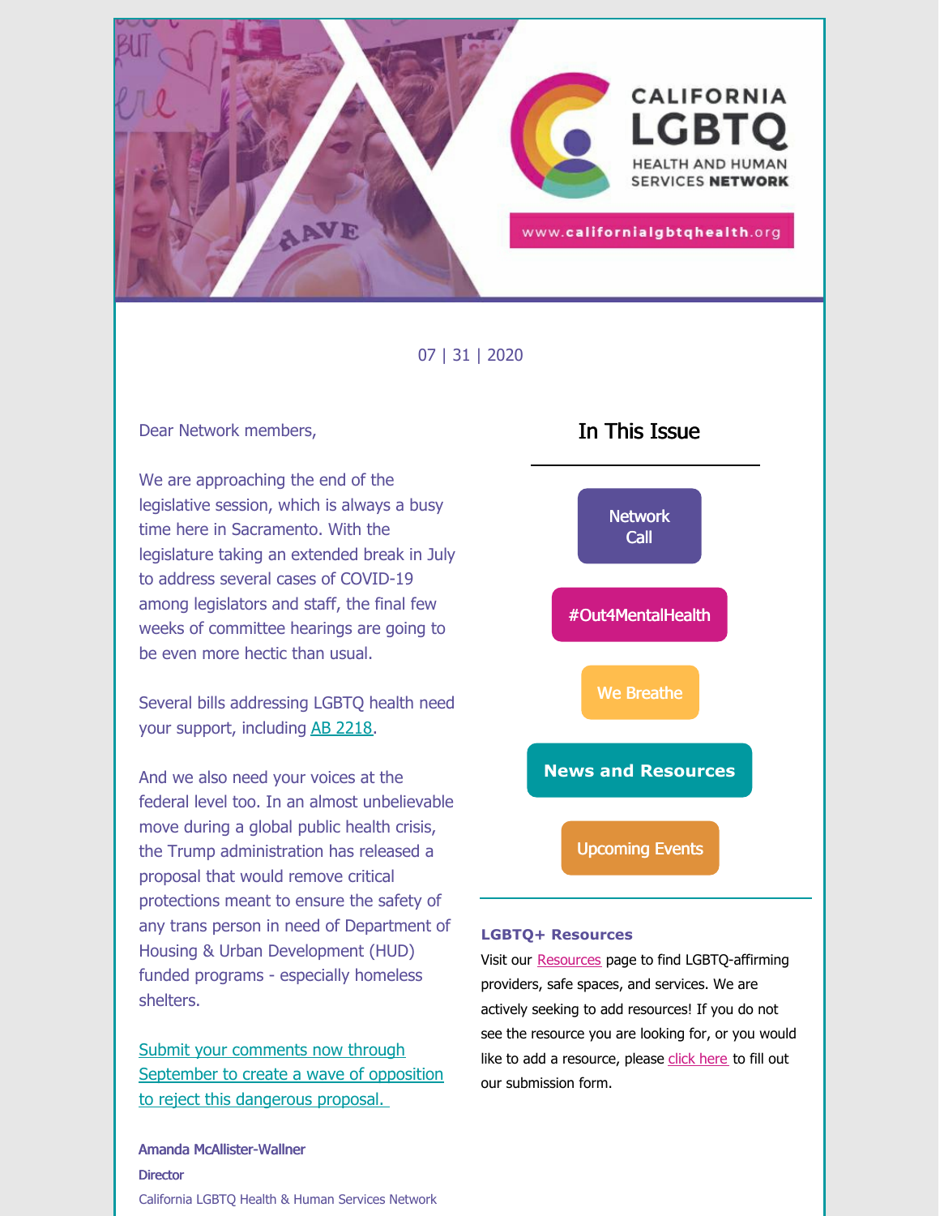CALIFORNIA LGBTQ HEALTH AND HUMAN SERVICES NETWORK

www.californialgbtqhealth.org

07 | 31 | 2020

Dear Network members,

We are approaching the end of the legislative session, which is always a busy time here in Sacramento. With the legislature taking an extended break in July to address several cases of COVID-19 among legislators and staff, the final few weeks of committee hearings are going to be even more hectic than usual.

Several bills addressing LGBTQ health need your support, including AB 2218.

And we also need your voices at the federal level too. In an almost unbelievable move during a global public health crisis, the Trump administration has released a proposal that would remove critical protections meant to ensure the safety of any trans person in need of Department of Housing & Urban Development (HUD) funded programs - especially homeless shelters.

Submit your comments now through September to create a wave of opposition to reject this dangerous proposal.

**Amanda McAllister-Wallner**
**Director**
California LGBTQ Health & Human Services Network

## In This Issue

- Network Call
- #Out4MentalHealth
- We Breathe
- News and Resources
- Upcoming Events

**LGBTQ+ Resources**

Visit our Resources page to find LGBTQ-affirming providers, safe spaces, and services. We are actively seeking to add resources! If you do not see the resource you are looking for, or you would like to add a resource, please click here to fill out our submission form.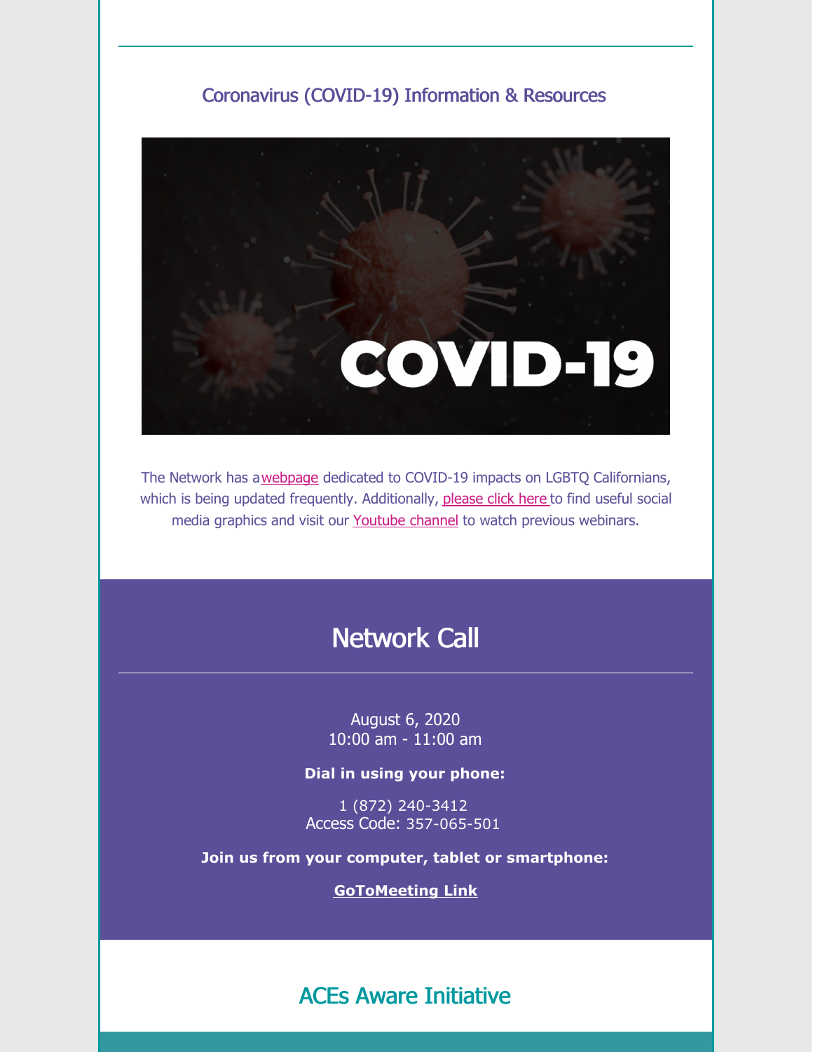## Coronavirus (COVID-19) Information & Resources

The Network has a webpage dedicated to COVID-19 impacts on LGBTQ Californians, which is being updated frequently. Additionally, please click here to find useful social media graphics and visit our Youtube channel to watch previous webinars.

## Network Call

August 6, 2020
10:00 am - 11:00 am

**Dial in using your phone:**

1 (872) 240-3412
Access Code: 357-065-501

**Join us from your computer, tablet or smartphone:**

**GoToMeeting Link**

## ACEs Aware Initiative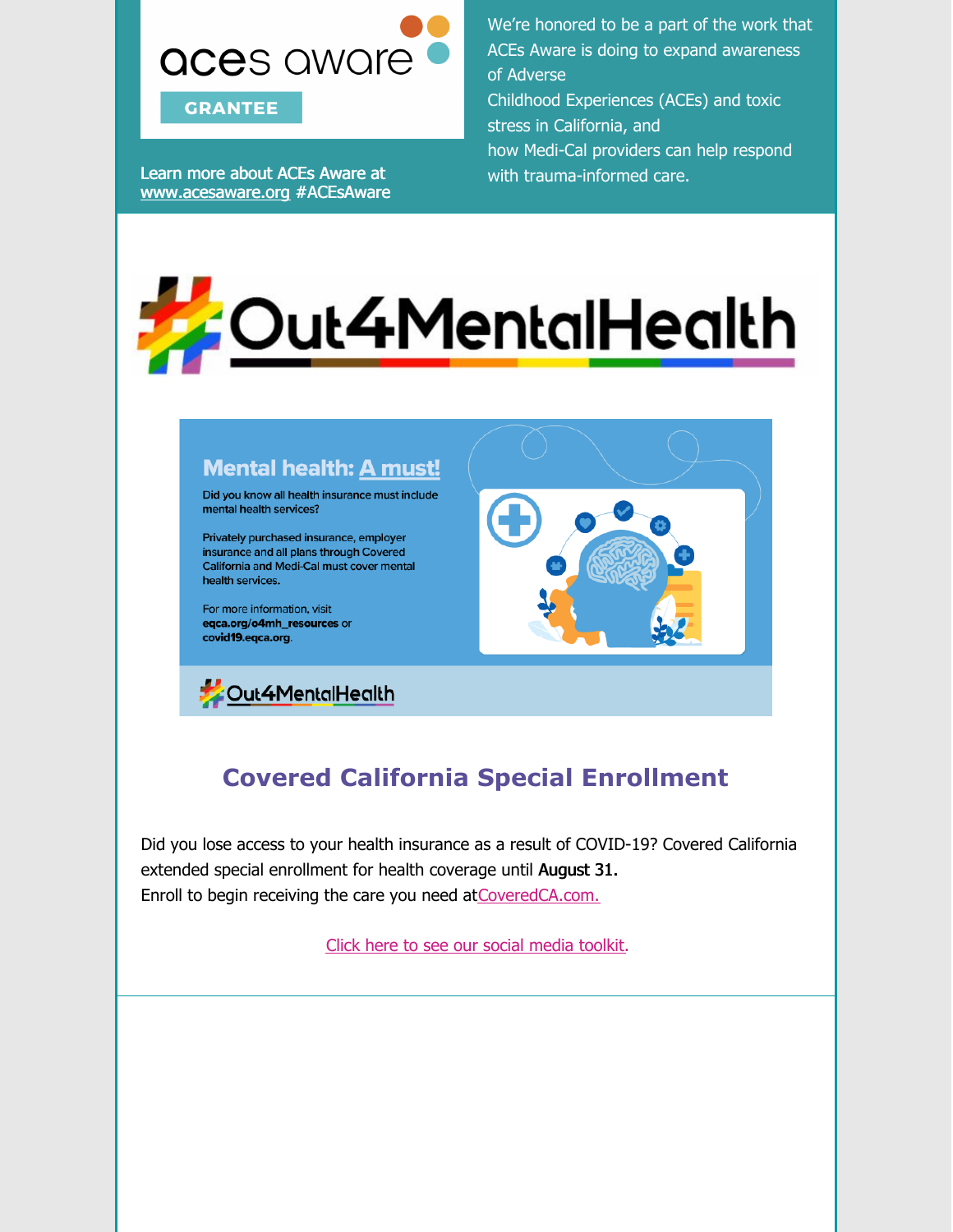aces aware

GRANTEE

Learn more about ACEs Aware at www.acesaware.org #ACEsAware

We're honored to be a part of the work that ACEs Aware is doing to expand awareness of Adverse Childhood Experiences (ACEs) and toxic stress in California, and how Medi-Cal providers can help respond with trauma-informed care.

# #Out4MentalHealth

## Mental health: A must!

Did you know all health insurance must include mental health services?

Privately purchased insurance, employer insurance and all plans through Covered California and Medi-Cal must cover mental health services.

For more information, visit **eqca.org/o4mh_resources** or **covid19.eqca.org**.

#Out4MentalHealth

## Covered California Special Enrollment

Did you lose access to your health insurance as a result of COVID-19? Covered California extended special enrollment for health coverage until **August 31.**
Enroll to begin receiving the care you need at CoveredCA.com.

Click here to see our social media toolkit.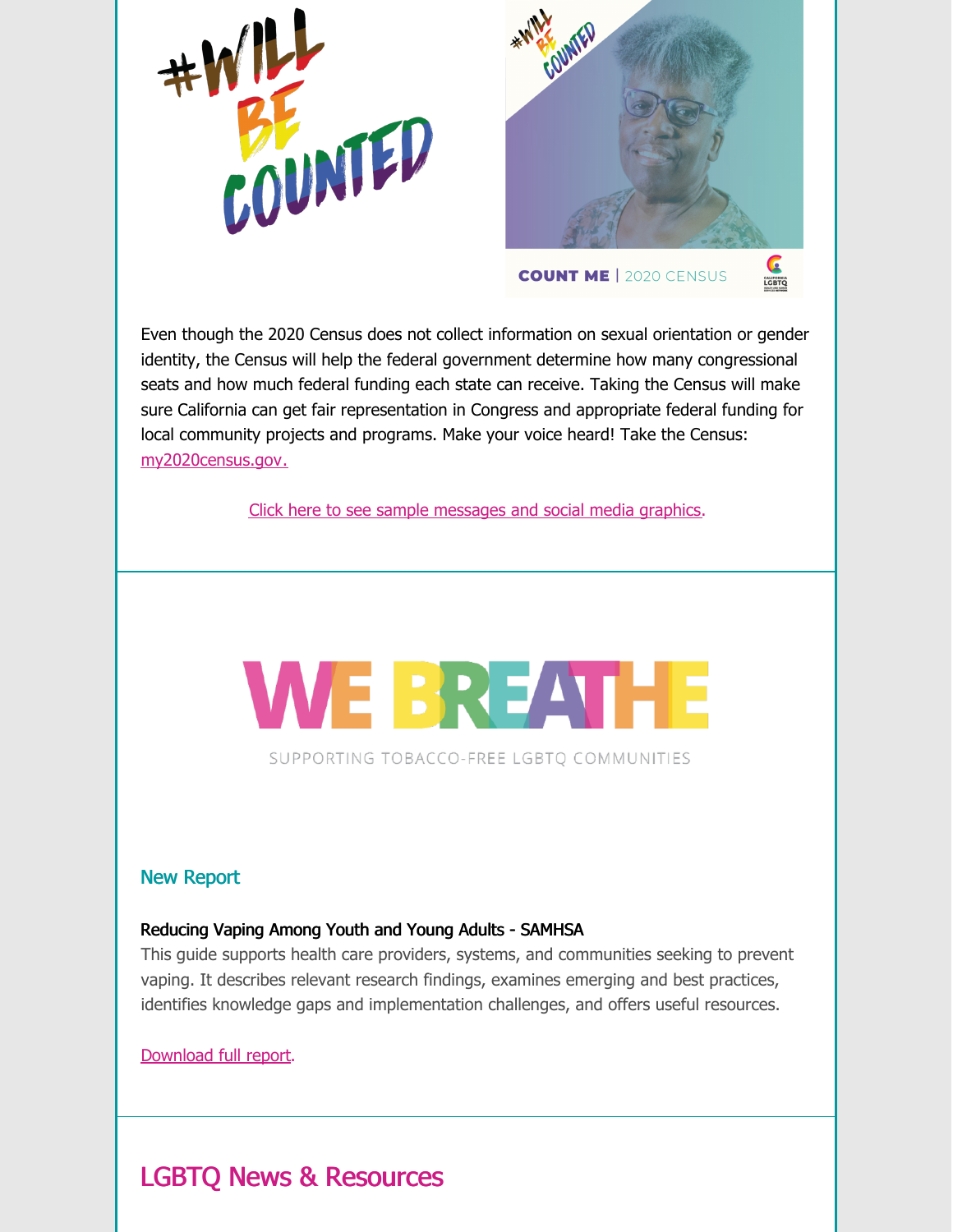#WILL BE COUNTED

#WILL BE COUNTED

COUNT ME | 2020 CENSUS

Even though the 2020 Census does not collect information on sexual orientation or gender identity, the Census will help the federal government determine how many congressional seats and how much federal funding each state can receive. Taking the Census will make sure California can get fair representation in Congress and appropriate federal funding for local community projects and programs. Make your voice heard! Take the Census: my2020census.gov.

Click here to see sample messages and social media graphics.

WE BREATHE

SUPPORTING TOBACCO-FREE LGBTQ COMMUNITIES

## New Report

**Reducing Vaping Among Youth and Young Adults - SAMHSA**

This guide supports health care providers, systems, and communities seeking to prevent vaping. It describes relevant research findings, examines emerging and best practices, identifies knowledge gaps and implementation challenges, and offers useful resources.

Download full report.

# LGBTQ News & Resources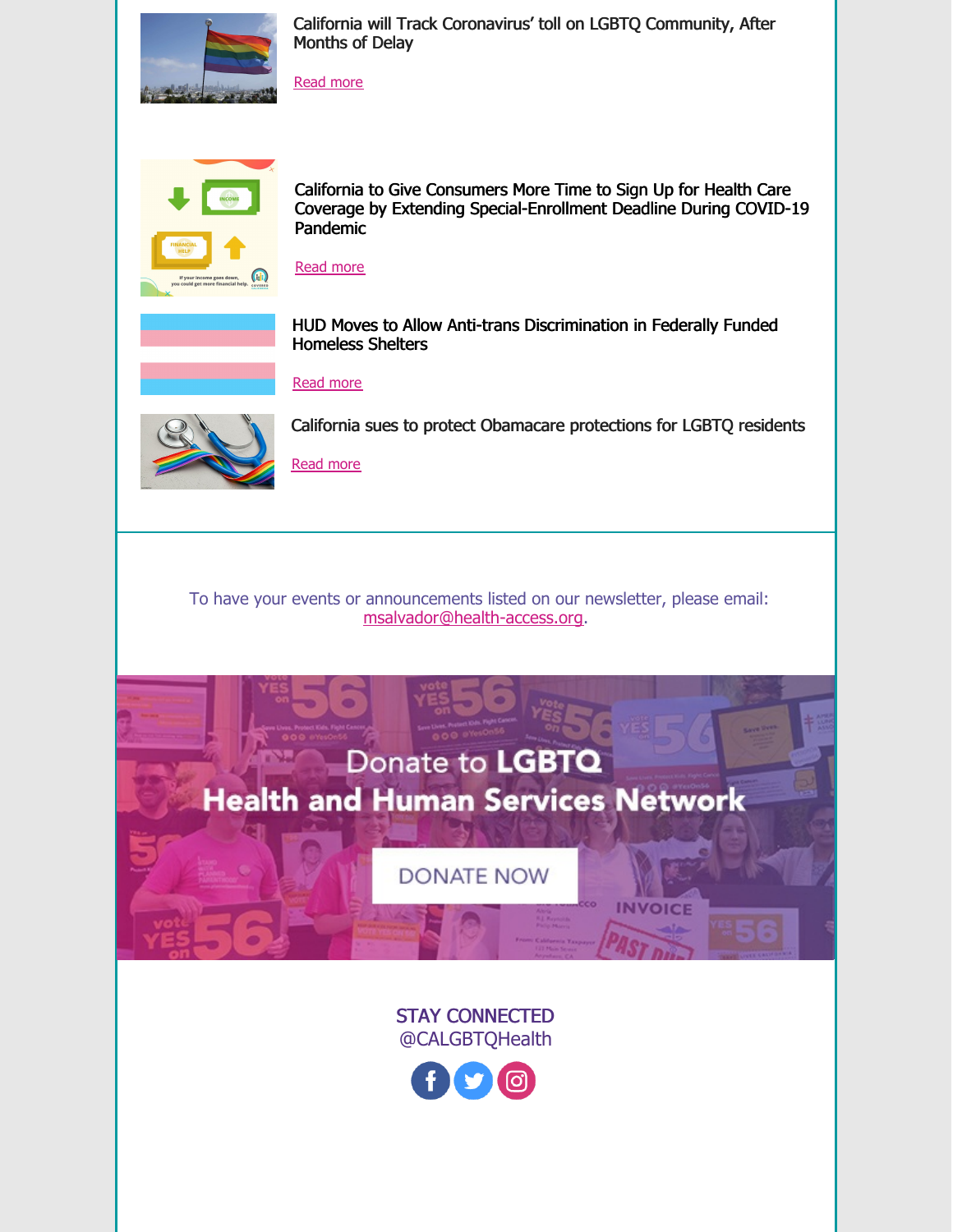California will Track Coronavirus' toll on LGBTQ Community, After Months of Delay

Read more

California to Give Consumers More Time to Sign Up for Health Care Coverage by Extending Special-Enrollment Deadline During COVID-19 Pandemic

Read more

HUD Moves to Allow Anti-trans Discrimination in Federally Funded Homeless Shelters

Read more

California sues to protect Obamacare protections for LGBTQ residents

Read more

To have your events or announcements listed on our newsletter, please email: msalvador@health-access.org.

Donate to LGBTQ Health and Human Services Network

DONATE NOW

STAY CONNECTED
@CALGBTQHealth